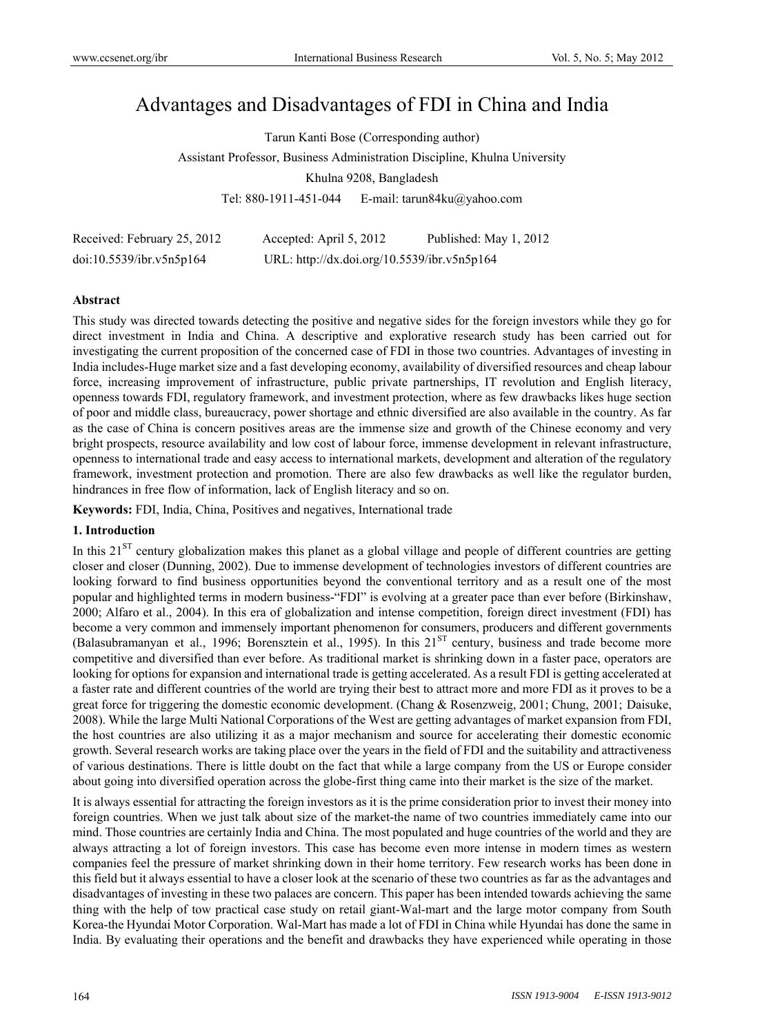# Advantages and Disadvantages of FDI in China and India

Tarun Kanti Bose (Corresponding author)

Assistant Professor, Business Administration Discipline, Khulna University

Khulna 9208, Bangladesh

Tel: 880-1911-451-044 E-mail: tarun84ku@yahoo.com

Received: February 25, 2012 Accepted: April 5, 2012 Published: May 1, 2012

doi:10.5539/ibr.v5n5p164 URL: http://dx.doi.org/10.5539/ibr.v5n5p164

**Abstract**

This study was directed towards detecting the positive and negative sides for the foreign investors while they go for direct investment in India and China. A descriptive and explorative research study has been carried out for investigating the current proposition of the concerned case of FDI in those two countries. Advantages of investing in India includes-Huge market size and a fast developing economy, availability of diversified resources and cheap labour force, increasing improvement of infrastructure, public private partnerships, IT revolution and English literacy, openness towards FDI, regulatory framework, and investment protection, where as few drawbacks likes huge section of poor and middle class, bureaucracy, power shortage and ethnic diversified are also available in the country. As far as the case of China is concern positives areas are the immense size and growth of the Chinese economy and very bright prospects, resource availability and low cost of labour force, immense development in relevant infrastructure, openness to international trade and easy access to international markets, development and alteration of the regulatory framework, investment protection and promotion. There are also few drawbacks as well like the regulator burden, hindrances in free flow of information, lack of English literacy and so on.

**Keywords:** FDI, India, China, Positives and negatives, International trade

## 1. Introduction

In this 21[ST] century globalization makes this planet as a global village and people of different countries are getting closer and closer (Dunning, 2002). Due to immense development of technologies investors of different countries are looking forward to find business opportunities beyond the conventional territory and as a result one of the most popular and highlighted terms in modern business-"FDI" is evolving at a greater pace than ever before (Birkinshaw, 2000; Alfaro et al., 2004). In this era of globalization and intense competition, foreign direct investment (FDI) has become a very common and immensely important phenomenon for consumers, producers and different governments (Balasubramanyan et al., 1996; Borensztein et al., 1995). In this 21[ST] century, business and trade become more competitive and diversified than ever before. As traditional market is shrinking down in a faster pace, operators are looking for options for expansion and international trade is getting accelerated. As a result FDI is getting accelerated at a faster rate and different countries of the world are trying their best to attract more and more FDI as it proves to be a great force for triggering the domestic economic development. (Chang & Rosenzweig, 2001; Chung, 2001; Daisuke, 2008). While the large Multi National Corporations of the West are getting advantages of market expansion from FDI, the host countries are also utilizing it as a major mechanism and source for accelerating their domestic economic growth. Several research works are taking place over the years in the field of FDI and the suitability and attractiveness of various destinations. There is little doubt on the fact that while a large company from the US or Europe consider about going into diversified operation across the globe-first thing came into their market is the size of the market.

It is always essential for attracting the foreign investors as it is the prime consideration prior to invest their money into foreign countries. When we just talk about size of the market-the name of two countries immediately came into our mind. Those countries are certainly India and China. The most populated and huge countries of the world and they are always attracting a lot of foreign investors. This case has become even more intense in modern times as western companies feel the pressure of market shrinking down in their home territory. Few research works has been done in this field but it always essential to have a closer look at the scenario of these two countries as far as the advantages and disadvantages of investing in these two palaces are concern. This paper has been intended towards achieving the same thing with the help of tow practical case study on retail giant-Wal-mart and the large motor company from South Korea-the Hyundai Motor Corporation. Wal-Mart has made a lot of FDI in China while Hyundai has done the same in India. By evaluating their operations and the benefit and drawbacks they have experienced while operating in those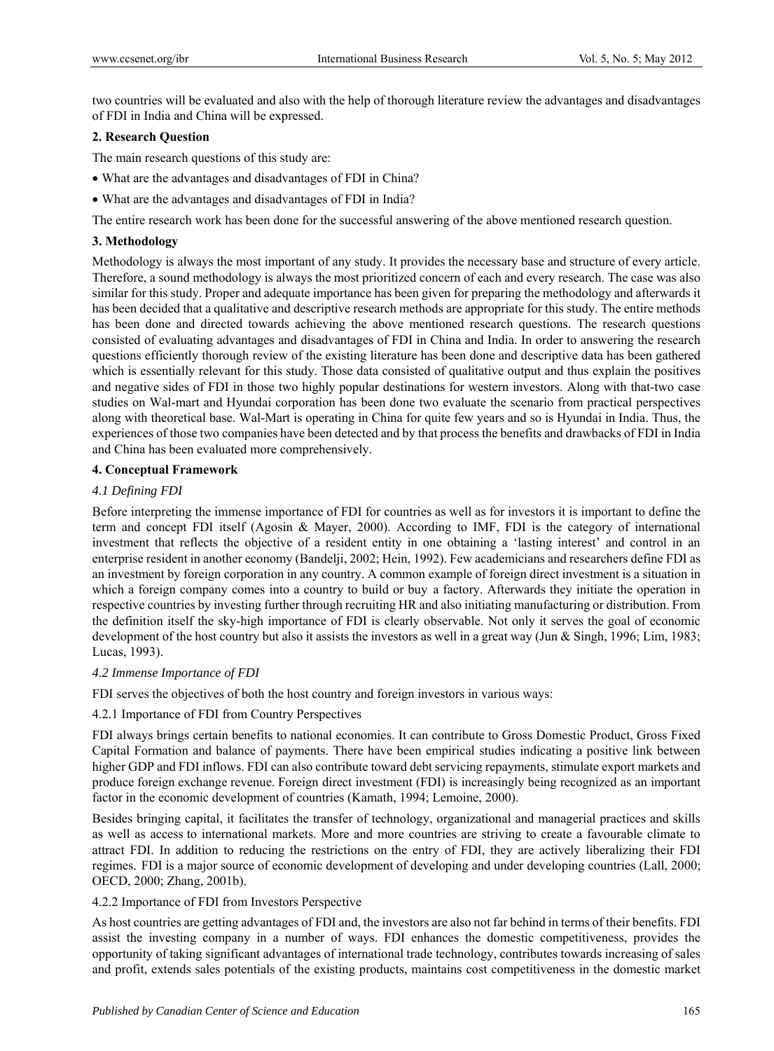two countries will be evaluated and also with the help of thorough literature review the advantages and disadvantages of FDI in India and China will be expressed.

## 2. Research Question

The main research questions of this study are:

- What are the advantages and disadvantages of FDI in China?
- What are the advantages and disadvantages of FDI in India?

The entire research work has been done for the successful answering of the above mentioned research question.

## 3. Methodology

Methodology is always the most important of any study. It provides the necessary base and structure of every article. Therefore, a sound methodology is always the most prioritized concern of each and every research. The case was also similar for this study. Proper and adequate importance has been given for preparing the methodology and afterwards it has been decided that a qualitative and descriptive research methods are appropriate for this study. The entire methods has been done and directed towards achieving the above mentioned research questions. The research questions consisted of evaluating advantages and disadvantages of FDI in China and India. In order to answering the research questions efficiently thorough review of the existing literature has been done and descriptive data has been gathered which is essentially relevant for this study. Those data consisted of qualitative output and thus explain the positives and negative sides of FDI in those two highly popular destinations for western investors. Along with that-two case studies on Wal-mart and Hyundai corporation has been done two evaluate the scenario from practical perspectives along with theoretical base. Wal-Mart is operating in China for quite few years and so is Hyundai in India. Thus, the experiences of those two companies have been detected and by that process the benefits and drawbacks of FDI in India and China has been evaluated more comprehensively.

## 4. Conceptual Framework

### *4.1 Defining FDI*

Before interpreting the immense importance of FDI for countries as well as for investors it is important to define the term and concept FDI itself (Agosin & Mayer, 2000). According to IMF, FDI is the category of international investment that reflects the objective of a resident entity in one obtaining a 'lasting interest' and control in an enterprise resident in another economy (Bandelji, 2002; Hein, 1992). Few academicians and researchers define FDI as an investment by foreign corporation in any country. A common example of foreign direct investment is a situation in which a foreign company comes into a country to build or buy a factory. Afterwards they initiate the operation in respective countries by investing further through recruiting HR and also initiating manufacturing or distribution. From the definition itself the sky-high importance of FDI is clearly observable. Not only it serves the goal of economic development of the host country but also it assists the investors as well in a great way (Jun & Singh, 1996; Lim, 1983; Lucas, 1993).

### *4.2 Immense Importance of FDI*

FDI serves the objectives of both the host country and foreign investors in various ways:

#### 4.2.1 Importance of FDI from Country Perspectives

FDI always brings certain benefits to national economies. It can contribute to Gross Domestic Product, Gross Fixed Capital Formation and balance of payments. There have been empirical studies indicating a positive link between higher GDP and FDI inflows. FDI can also contribute toward debt servicing repayments, stimulate export markets and produce foreign exchange revenue. Foreign direct investment (FDI) is increasingly being recognized as an important factor in the economic development of countries (Kamath, 1994; Lemoine, 2000).

Besides bringing capital, it facilitates the transfer of technology, organizational and managerial practices and skills as well as access to international markets. More and more countries are striving to create a favourable climate to attract FDI. In addition to reducing the restrictions on the entry of FDI, they are actively liberalizing their FDI regimes. FDI is a major source of economic development of developing and under developing countries (Lall, 2000; OECD, 2000; Zhang, 2001b).

#### 4.2.2 Importance of FDI from Investors Perspective

As host countries are getting advantages of FDI and, the investors are also not far behind in terms of their benefits. FDI assist the investing company in a number of ways. FDI enhances the domestic competitiveness, provides the opportunity of taking significant advantages of international trade technology, contributes towards increasing of sales and profit, extends sales potentials of the existing products, maintains cost competitiveness in the domestic market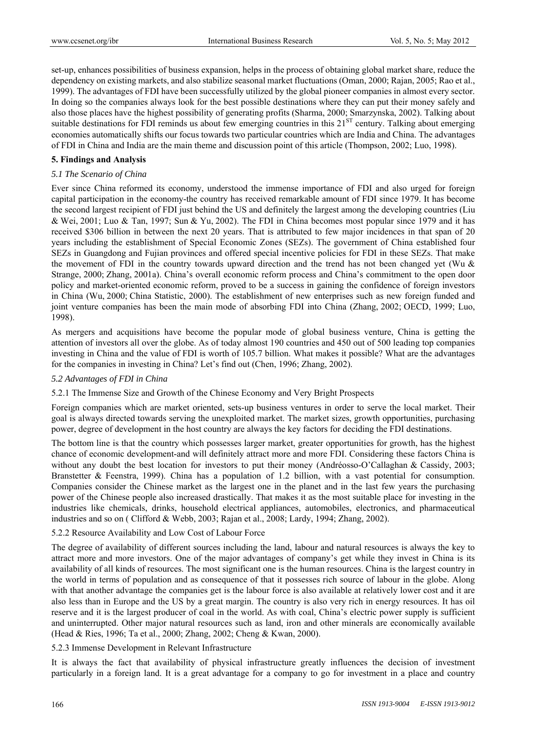set-up, enhances possibilities of business expansion, helps in the process of obtaining global market share, reduce the dependency on existing markets, and also stabilize seasonal market fluctuations (Oman, 2000; Rajan, 2005; Rao et al., 1999). The advantages of FDI have been successfully utilized by the global pioneer companies in almost every sector. In doing so the companies always look for the best possible destinations where they can put their money safely and also those places have the highest possibility of generating profits (Sharma, 2000; Smarzynska, 2002). Talking about suitable destinations for FDI reminds us about few emerging countries in this 21ST century. Talking about emerging economies automatically shifts our focus towards two particular countries which are India and China. The advantages of FDI in China and India are the main theme and discussion point of this article (Thompson, 2002; Luo, 1998).

## 5. Findings and Analysis

### *5.1 The Scenario of China*

Ever since China reformed its economy, understood the immense importance of FDI and also urged for foreign capital participation in the economy-the country has received remarkable amount of FDI since 1979. It has become the second largest recipient of FDI just behind the US and definitely the largest among the developing countries (Liu & Wei, 2001; Luo & Tan, 1997; Sun & Yu, 2002). The FDI in China becomes most popular since 1979 and it has received $306 billion in between the next 20 years. That is attributed to few major incidences in that span of 20 years including the establishment of Special Economic Zones (SEZs). The government of China established four SEZs in Guangdong and Fujian provinces and offered special incentive policies for FDI in these SEZs. That make the movement of FDI in the country towards upward direction and the trend has not been changed yet (Wu & Strange, 2000; Zhang, 2001a). China's overall economic reform process and China's commitment to the open door policy and market-oriented economic reform, proved to be a success in gaining the confidence of foreign investors in China (Wu, 2000; China Statistic, 2000). The establishment of new enterprises such as new foreign funded and joint venture companies has been the main mode of absorbing FDI into China (Zhang, 2002; OECD, 1999; Luo, 1998).

As mergers and acquisitions have become the popular mode of global business venture, China is getting the attention of investors all over the globe. As of today almost 190 countries and 450 out of 500 leading top companies investing in China and the value of FDI is worth of 105.7 billion. What makes it possible? What are the advantages for the companies in investing in China? Let's find out (Chen, 1996; Zhang, 2002).

### *5.2 Advantages of FDI in China*

#### 5.2.1 The Immense Size and Growth of the Chinese Economy and Very Bright Prospects

Foreign companies which are market oriented, sets-up business ventures in order to serve the local market. Their goal is always directed towards serving the unexploited market. The market sizes, growth opportunities, purchasing power, degree of development in the host country are always the key factors for deciding the FDI destinations.

The bottom line is that the country which possesses larger market, greater opportunities for growth, has the highest chance of economic development-and will definitely attract more and more FDI. Considering these factors China is without any doubt the best location for investors to put their money (Andréosso-O'Callaghan & Cassidy, 2003; Branstetter & Feenstra, 1999). China has a population of 1.2 billion, with a vast potential for consumption. Companies consider the Chinese market as the largest one in the planet and in the last few years the purchasing power of the Chinese people also increased drastically. That makes it as the most suitable place for investing in the industries like chemicals, drinks, household electrical appliances, automobiles, electronics, and pharmaceutical industries and so on ( Clifford & Webb, 2003; Rajan et al., 2008; Lardy, 1994; Zhang, 2002).

#### 5.2.2 Resource Availability and Low Cost of Labour Force

The degree of availability of different sources including the land, labour and natural resources is always the key to attract more and more investors. One of the major advantages of company's get while they invest in China is its availability of all kinds of resources. The most significant one is the human resources. China is the largest country in the world in terms of population and as consequence of that it possesses rich source of labour in the globe. Along with that another advantage the companies get is the labour force is also available at relatively lower cost and it are also less than in Europe and the US by a great margin. The country is also very rich in energy resources. It has oil reserve and it is the largest producer of coal in the world. As with coal, China's electric power supply is sufficient and uninterrupted. Other major natural resources such as land, iron and other minerals are economically available (Head & Ries, 1996; Ta et al., 2000; Zhang, 2002; Cheng & Kwan, 2000).

#### 5.2.3 Immense Development in Relevant Infrastructure

It is always the fact that availability of physical infrastructure greatly influences the decision of investment particularly in a foreign land. It is a great advantage for a company to go for investment in a place and country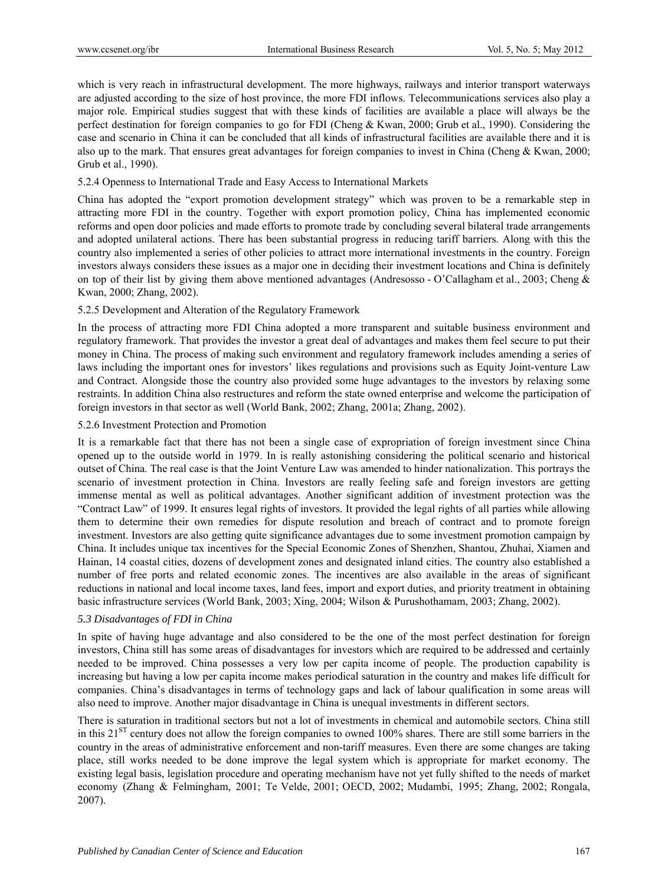which is very reach in infrastructural development. The more highways, railways and interior transport waterways are adjusted according to the size of host province, the more FDI inflows. Telecommunications services also play a major role. Empirical studies suggest that with these kinds of facilities are available a place will always be the perfect destination for foreign companies to go for FDI (Cheng & Kwan, 2000; Grub et al., 1990). Considering the case and scenario in China it can be concluded that all kinds of infrastructural facilities are available there and it is also up to the mark. That ensures great advantages for foreign companies to invest in China (Cheng & Kwan, 2000; Grub et al., 1990).

#### 5.2.4 Openness to International Trade and Easy Access to International Markets

China has adopted the "export promotion development strategy" which was proven to be a remarkable step in attracting more FDI in the country. Together with export promotion policy, China has implemented economic reforms and open door policies and made efforts to promote trade by concluding several bilateral trade arrangements and adopted unilateral actions. There has been substantial progress in reducing tariff barriers. Along with this the country also implemented a series of other policies to attract more international investments in the country. Foreign investors always considers these issues as a major one in deciding their investment locations and China is definitely on top of their list by giving them above mentioned advantages (Andresosso - O'Callagham et al., 2003; Cheng & Kwan, 2000; Zhang, 2002).

#### 5.2.5 Development and Alteration of the Regulatory Framework

In the process of attracting more FDI China adopted a more transparent and suitable business environment and regulatory framework. That provides the investor a great deal of advantages and makes them feel secure to put their money in China. The process of making such environment and regulatory framework includes amending a series of laws including the important ones for investors' likes regulations and provisions such as Equity Joint-venture Law and Contract. Alongside those the country also provided some huge advantages to the investors by relaxing some restraints. In addition China also restructures and reform the state owned enterprise and welcome the participation of foreign investors in that sector as well (World Bank, 2002; Zhang, 2001a; Zhang, 2002).

#### 5.2.6 Investment Protection and Promotion

It is a remarkable fact that there has not been a single case of expropriation of foreign investment since China opened up to the outside world in 1979. In is really astonishing considering the political scenario and historical outset of China. The real case is that the Joint Venture Law was amended to hinder nationalization. This portrays the scenario of investment protection in China. Investors are really feeling safe and foreign investors are getting immense mental as well as political advantages. Another significant addition of investment protection was the "Contract Law" of 1999. It ensures legal rights of investors. It provided the legal rights of all parties while allowing them to determine their own remedies for dispute resolution and breach of contract and to promote foreign investment. Investors are also getting quite significance advantages due to some investment promotion campaign by China. It includes unique tax incentives for the Special Economic Zones of Shenzhen, Shantou, Zhuhai, Xiamen and Hainan, 14 coastal cities, dozens of development zones and designated inland cities. The country also established a number of free ports and related economic zones. The incentives are also available in the areas of significant reductions in national and local income taxes, land fees, import and export duties, and priority treatment in obtaining basic infrastructure services (World Bank, 2003; Xing, 2004; Wilson & Purushothamam, 2003; Zhang, 2002).

### *5.3 Disadvantages of FDI in China*

In spite of having huge advantage and also considered to be the one of the most perfect destination for foreign investors, China still has some areas of disadvantages for investors which are required to be addressed and certainly needed to be improved. China possesses a very low per capita income of people. The production capability is increasing but having a low per capita income makes periodical saturation in the country and makes life difficult for companies. China's disadvantages in terms of technology gaps and lack of labour qualification in some areas will also need to improve. Another major disadvantage in China is unequal investments in different sectors.

There is saturation in traditional sectors but not a lot of investments in chemical and automobile sectors. China still in this 21ST century does not allow the foreign companies to owned 100% shares. There are still some barriers in the country in the areas of administrative enforcement and non-tariff measures. Even there are some changes are taking place, still works needed to be done improve the legal system which is appropriate for market economy. The existing legal basis, legislation procedure and operating mechanism have not yet fully shifted to the needs of market economy (Zhang & Felmingham, 2001; Te Velde, 2001; OECD, 2002; Mudambi, 1995; Zhang, 2002; Rongala, 2007).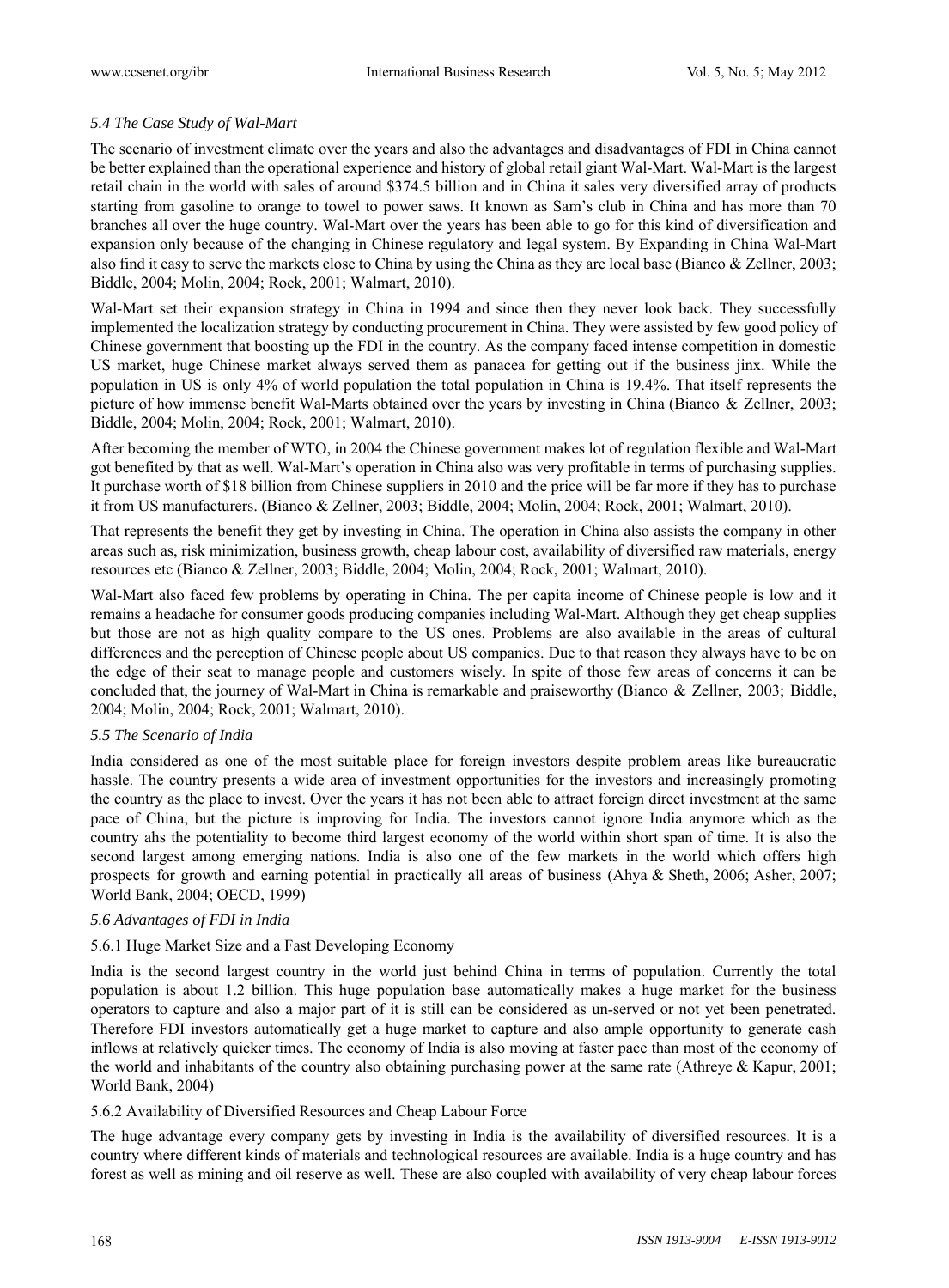### *5.4 The Case Study of Wal-Mart*

The scenario of investment climate over the years and also the advantages and disadvantages of FDI in China cannot be better explained than the operational experience and history of global retail giant Wal-Mart. Wal-Mart is the largest retail chain in the world with sales of around $374.5 billion and in China it sales very diversified array of products starting from gasoline to orange to towel to power saws. It known as Sam's club in China and has more than 70 branches all over the huge country. Wal-Mart over the years has been able to go for this kind of diversification and expansion only because of the changing in Chinese regulatory and legal system. By Expanding in China Wal-Mart also find it easy to serve the markets close to China by using the China as they are local base (Bianco & Zellner, 2003; Biddle, 2004; Molin, 2004; Rock, 2001; Walmart, 2010).

Wal-Mart set their expansion strategy in China in 1994 and since then they never look back. They successfully implemented the localization strategy by conducting procurement in China. They were assisted by few good policy of Chinese government that boosting up the FDI in the country. As the company faced intense competition in domestic US market, huge Chinese market always served them as panacea for getting out if the business jinx. While the population in US is only 4% of world population the total population in China is 19.4%. That itself represents the picture of how immense benefit Wal-Marts obtained over the years by investing in China (Bianco & Zellner, 2003; Biddle, 2004; Molin, 2004; Rock, 2001; Walmart, 2010).

After becoming the member of WTO, in 2004 the Chinese government makes lot of regulation flexible and Wal-Mart got benefited by that as well. Wal-Mart's operation in China also was very profitable in terms of purchasing supplies. It purchase worth of $18 billion from Chinese suppliers in 2010 and the price will be far more if they has to purchase it from US manufacturers. (Bianco & Zellner, 2003; Biddle, 2004; Molin, 2004; Rock, 2001; Walmart, 2010).

That represents the benefit they get by investing in China. The operation in China also assists the company in other areas such as, risk minimization, business growth, cheap labour cost, availability of diversified raw materials, energy resources etc (Bianco & Zellner, 2003; Biddle, 2004; Molin, 2004; Rock, 2001; Walmart, 2010).

Wal-Mart also faced few problems by operating in China. The per capita income of Chinese people is low and it remains a headache for consumer goods producing companies including Wal-Mart. Although they get cheap supplies but those are not as high quality compare to the US ones. Problems are also available in the areas of cultural differences and the perception of Chinese people about US companies. Due to that reason they always have to be on the edge of their seat to manage people and customers wisely. In spite of those few areas of concerns it can be concluded that, the journey of Wal-Mart in China is remarkable and praiseworthy (Bianco & Zellner, 2003; Biddle, 2004; Molin, 2004; Rock, 2001; Walmart, 2010).

### *5.5 The Scenario of India*

India considered as one of the most suitable place for foreign investors despite problem areas like bureaucratic hassle. The country presents a wide area of investment opportunities for the investors and increasingly promoting the country as the place to invest. Over the years it has not been able to attract foreign direct investment at the same pace of China, but the picture is improving for India. The investors cannot ignore India anymore which as the country ahs the potentiality to become third largest economy of the world within short span of time. It is also the second largest among emerging nations. India is also one of the few markets in the world which offers high prospects for growth and earning potential in practically all areas of business (Ahya & Sheth, 2006; Asher, 2007; World Bank, 2004; OECD, 1999)

### *5.6 Advantages of FDI in India*

#### 5.6.1 Huge Market Size and a Fast Developing Economy

India is the second largest country in the world just behind China in terms of population. Currently the total population is about 1.2 billion. This huge population base automatically makes a huge market for the business operators to capture and also a major part of it is still can be considered as un-served or not yet been penetrated. Therefore FDI investors automatically get a huge market to capture and also ample opportunity to generate cash inflows at relatively quicker times. The economy of India is also moving at faster pace than most of the economy of the world and inhabitants of the country also obtaining purchasing power at the same rate (Athreye & Kapur, 2001; World Bank, 2004)

#### 5.6.2 Availability of Diversified Resources and Cheap Labour Force

The huge advantage every company gets by investing in India is the availability of diversified resources. It is a country where different kinds of materials and technological resources are available. India is a huge country and has forest as well as mining and oil reserve as well. These are also coupled with availability of very cheap labour forces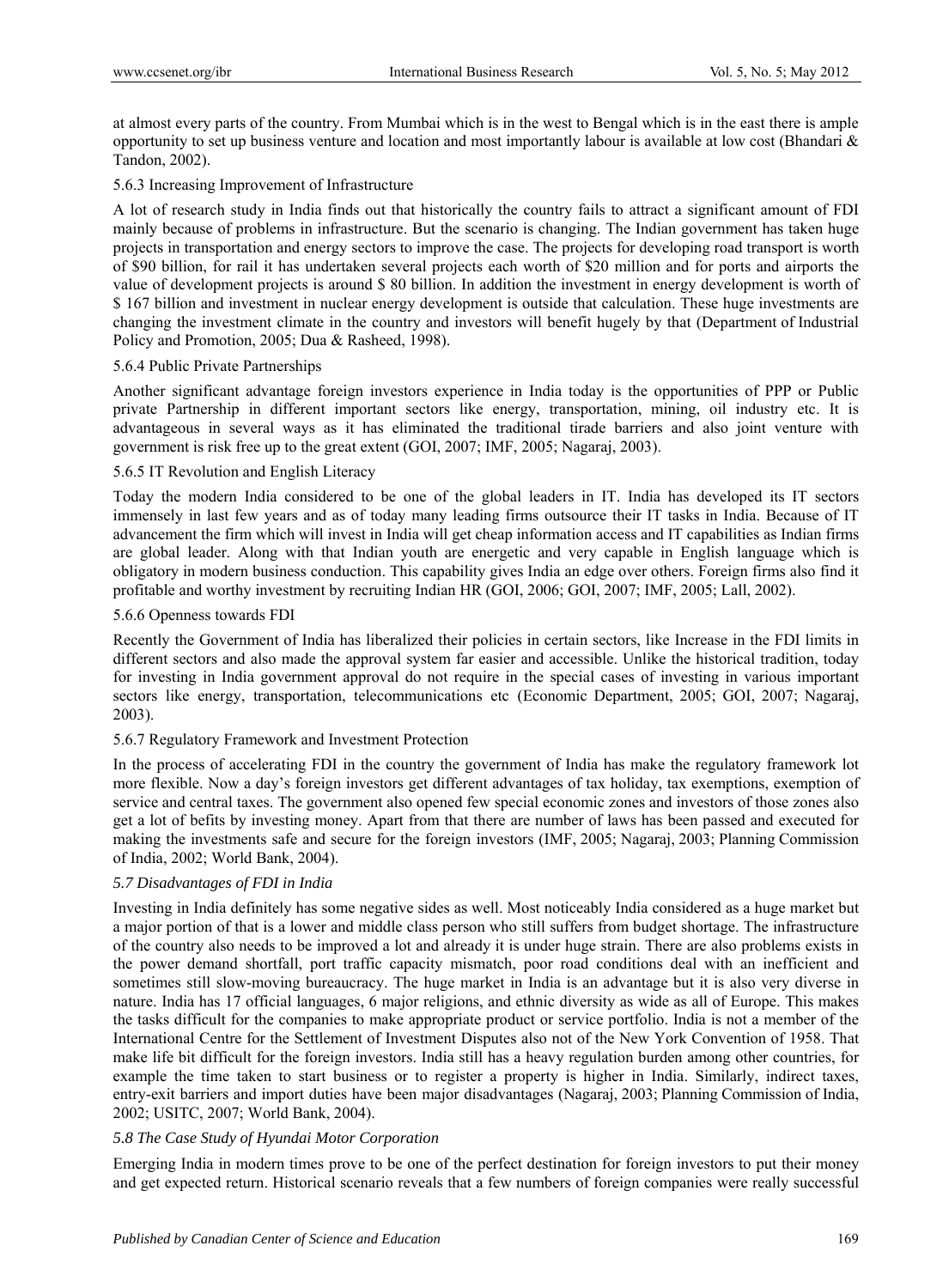at almost every parts of the country. From Mumbai which is in the west to Bengal which is in the east there is ample opportunity to set up business venture and location and most importantly labour is available at low cost (Bhandari & Tandon, 2002).

#### 5.6.3 Increasing Improvement of Infrastructure

A lot of research study in India finds out that historically the country fails to attract a significant amount of FDI mainly because of problems in infrastructure. But the scenario is changing. The Indian government has taken huge projects in transportation and energy sectors to improve the case. The projects for developing road transport is worth of $90 billion, for rail it has undertaken several projects each worth of $20 million and for ports and airports the value of development projects is around $ 80 billion. In addition the investment in energy development is worth of $ 167 billion and investment in nuclear energy development is outside that calculation. These huge investments are changing the investment climate in the country and investors will benefit hugely by that (Department of Industrial Policy and Promotion, 2005; Dua & Rasheed, 1998).

#### 5.6.4 Public Private Partnerships

Another significant advantage foreign investors experience in India today is the opportunities of PPP or Public private Partnership in different important sectors like energy, transportation, mining, oil industry etc. It is advantageous in several ways as it has eliminated the traditional tirade barriers and also joint venture with government is risk free up to the great extent (GOI, 2007; IMF, 2005; Nagaraj, 2003).

#### 5.6.5 IT Revolution and English Literacy

Today the modern India considered to be one of the global leaders in IT. India has developed its IT sectors immensely in last few years and as of today many leading firms outsource their IT tasks in India. Because of IT advancement the firm which will invest in India will get cheap information access and IT capabilities as Indian firms are global leader. Along with that Indian youth are energetic and very capable in English language which is obligatory in modern business conduction. This capability gives India an edge over others. Foreign firms also find it profitable and worthy investment by recruiting Indian HR (GOI, 2006; GOI, 2007; IMF, 2005; Lall, 2002).

#### 5.6.6 Openness towards FDI

Recently the Government of India has liberalized their policies in certain sectors, like Increase in the FDI limits in different sectors and also made the approval system far easier and accessible. Unlike the historical tradition, today for investing in India government approval do not require in the special cases of investing in various important sectors like energy, transportation, telecommunications etc (Economic Department, 2005; GOI, 2007; Nagaraj, 2003).

#### 5.6.7 Regulatory Framework and Investment Protection

In the process of accelerating FDI in the country the government of India has make the regulatory framework lot more flexible. Now a day's foreign investors get different advantages of tax holiday, tax exemptions, exemption of service and central taxes. The government also opened few special economic zones and investors of those zones also get a lot of befits by investing money. Apart from that there are number of laws has been passed and executed for making the investments safe and secure for the foreign investors (IMF, 2005; Nagaraj, 2003; Planning Commission of India, 2002; World Bank, 2004).

### *5.7 Disadvantages of FDI in India*

Investing in India definitely has some negative sides as well. Most noticeably India considered as a huge market but a major portion of that is a lower and middle class person who still suffers from budget shortage. The infrastructure of the country also needs to be improved a lot and already it is under huge strain. There are also problems exists in the power demand shortfall, port traffic capacity mismatch, poor road conditions deal with an inefficient and sometimes still slow-moving bureaucracy. The huge market in India is an advantage but it is also very diverse in nature. India has 17 official languages, 6 major religions, and ethnic diversity as wide as all of Europe. This makes the tasks difficult for the companies to make appropriate product or service portfolio. India is not a member of the International Centre for the Settlement of Investment Disputes also not of the New York Convention of 1958. That make life bit difficult for the foreign investors. India still has a heavy regulation burden among other countries, for example the time taken to start business or to register a property is higher in India. Similarly, indirect taxes, entry-exit barriers and import duties have been major disadvantages (Nagaraj, 2003; Planning Commission of India, 2002; USITC, 2007; World Bank, 2004).

### *5.8 The Case Study of Hyundai Motor Corporation*

Emerging India in modern times prove to be one of the perfect destination for foreign investors to put their money and get expected return. Historical scenario reveals that a few numbers of foreign companies were really successful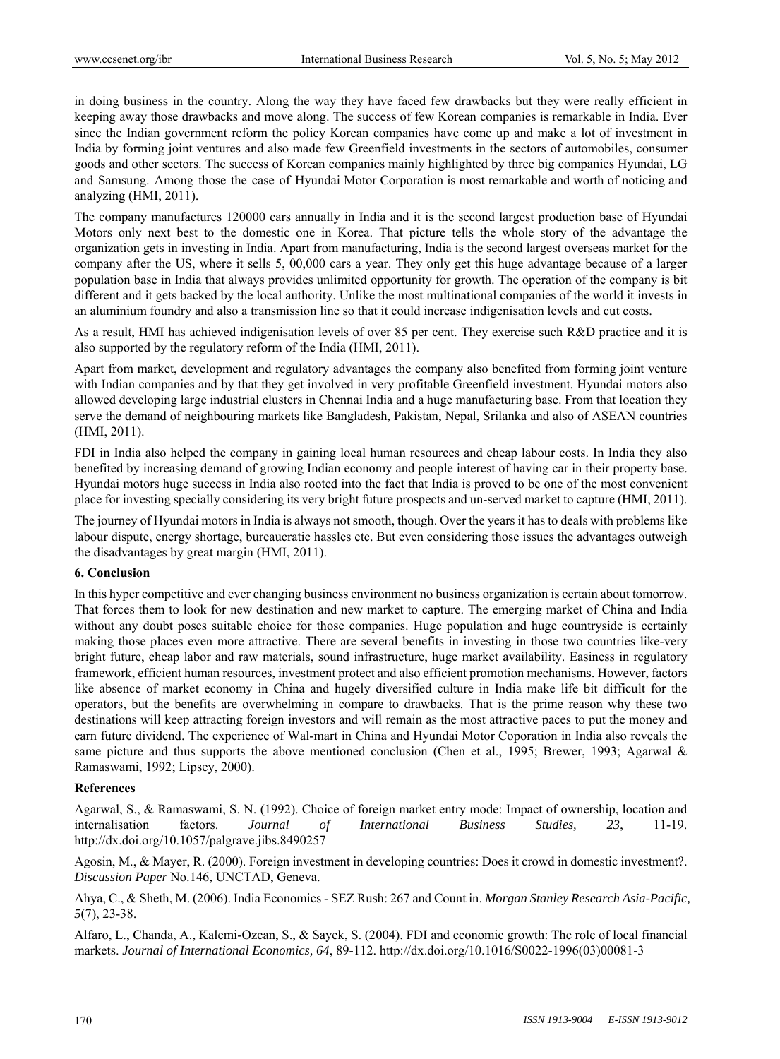in doing business in the country. Along the way they have faced few drawbacks but they were really efficient in keeping away those drawbacks and move along. The success of few Korean companies is remarkable in India. Ever since the Indian government reform the policy Korean companies have come up and make a lot of investment in India by forming joint ventures and also made few Greenfield investments in the sectors of automobiles, consumer goods and other sectors. The success of Korean companies mainly highlighted by three big companies Hyundai, LG and Samsung. Among those the case of Hyundai Motor Corporation is most remarkable and worth of noticing and analyzing (HMI, 2011).

The company manufactures 120000 cars annually in India and it is the second largest production base of Hyundai Motors only next best to the domestic one in Korea. That picture tells the whole story of the advantage the organization gets in investing in India. Apart from manufacturing, India is the second largest overseas market for the company after the US, where it sells 5, 00,000 cars a year. They only get this huge advantage because of a larger population base in India that always provides unlimited opportunity for growth. The operation of the company is bit different and it gets backed by the local authority. Unlike the most multinational companies of the world it invests in an aluminium foundry and also a transmission line so that it could increase indigenisation levels and cut costs.

As a result, HMI has achieved indigenisation levels of over 85 per cent. They exercise such R&D practice and it is also supported by the regulatory reform of the India (HMI, 2011).

Apart from market, development and regulatory advantages the company also benefited from forming joint venture with Indian companies and by that they get involved in very profitable Greenfield investment. Hyundai motors also allowed developing large industrial clusters in Chennai India and a huge manufacturing base. From that location they serve the demand of neighbouring markets like Bangladesh, Pakistan, Nepal, Srilanka and also of ASEAN countries (HMI, 2011).

FDI in India also helped the company in gaining local human resources and cheap labour costs. In India they also benefited by increasing demand of growing Indian economy and people interest of having car in their property base. Hyundai motors huge success in India also rooted into the fact that India is proved to be one of the most convenient place for investing specially considering its very bright future prospects and un-served market to capture (HMI, 2011).

The journey of Hyundai motors in India is always not smooth, though. Over the years it has to deals with problems like labour dispute, energy shortage, bureaucratic hassles etc. But even considering those issues the advantages outweigh the disadvantages by great margin (HMI, 2011).

### 6. Conclusion

In this hyper competitive and ever changing business environment no business organization is certain about tomorrow. That forces them to look for new destination and new market to capture. The emerging market of China and India without any doubt poses suitable choice for those companies. Huge population and huge countryside is certainly making those places even more attractive. There are several benefits in investing in those two countries like-very bright future, cheap labor and raw materials, sound infrastructure, huge market availability. Easiness in regulatory framework, efficient human resources, investment protect and also efficient promotion mechanisms. However, factors like absence of market economy in China and hugely diversified culture in India make life bit difficult for the operators, but the benefits are overwhelming in compare to drawbacks. That is the prime reason why these two destinations will keep attracting foreign investors and will remain as the most attractive paces to put the money and earn future dividend. The experience of Wal-mart in China and Hyundai Motor Coporation in India also reveals the same picture and thus supports the above mentioned conclusion (Chen et al., 1995; Brewer, 1993; Agarwal & Ramaswami, 1992; Lipsey, 2000).

### References

Agarwal, S., & Ramaswami, S. N. (1992). Choice of foreign market entry mode: Impact of ownership, location and internalisation factors. *Journal of International Business Studies, 23*, 11-19. http://dx.doi.org/10.1057/palgrave.jibs.8490257

Agosin, M., & Mayer, R. (2000). Foreign investment in developing countries: Does it crowd in domestic investment?. *Discussion Paper* No.146, UNCTAD, Geneva.

Ahya, C., & Sheth, M. (2006). India Economics - SEZ Rush: 267 and Count in. *Morgan Stanley Research Asia-Pacific, 5*(7), 23-38.

Alfaro, L., Chanda, A., Kalemi-Ozcan, S., & Sayek, S. (2004). FDI and economic growth: The role of local financial markets. *Journal of International Economics, 64*, 89-112. http://dx.doi.org/10.1016/S0022-1996(03)00081-3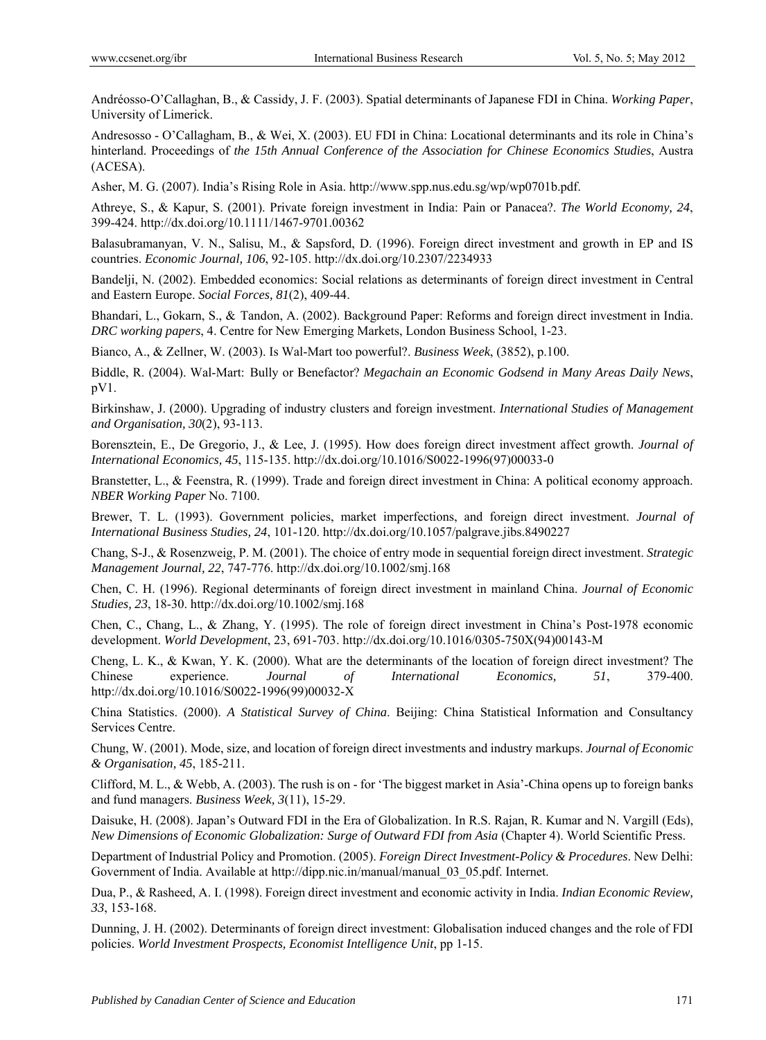Andréosso-O'Callaghan, B., & Cassidy, J. F. (2003). Spatial determinants of Japanese FDI in China. *Working Paper*, University of Limerick.

Andresosso - O'Callagham, B., & Wei, X. (2003). EU FDI in China: Locational determinants and its role in China's hinterland. Proceedings of *the 15th Annual Conference of the Association for Chinese Economics Studies*, Austra (ACESA).

Asher, M. G. (2007). India's Rising Role in Asia. http://www.spp.nus.edu.sg/wp/wp0701b.pdf.

Athreye, S., & Kapur, S. (2001). Private foreign investment in India: Pain or Panacea?. *The World Economy, 24*, 399-424. http://dx.doi.org/10.1111/1467-9701.00362

Balasubramanyan, V. N., Salisu, M., & Sapsford, D. (1996). Foreign direct investment and growth in EP and IS countries. *Economic Journal, 106*, 92-105. http://dx.doi.org/10.2307/2234933

Bandelji, N. (2002). Embedded economics: Social relations as determinants of foreign direct investment in Central and Eastern Europe. *Social Forces, 81*(2), 409-44.

Bhandari, L., Gokarn, S., & Tandon, A. (2002). Background Paper: Reforms and foreign direct investment in India. *DRC working papers*, 4. Centre for New Emerging Markets, London Business School, 1-23.

Bianco, A., & Zellner, W. (2003). Is Wal-Mart too powerful?. *Business Week*, (3852), p.100.

Biddle, R. (2004). Wal-Mart: Bully or Benefactor? *Megachain an Economic Godsend in Many Areas Daily News*, pV1.

Birkinshaw, J. (2000). Upgrading of industry clusters and foreign investment. *International Studies of Management and Organisation, 30*(2), 93-113.

Borensztein, E., De Gregorio, J., & Lee, J. (1995). How does foreign direct investment affect growth. *Journal of International Economics, 45*, 115-135. http://dx.doi.org/10.1016/S0022-1996(97)00033-0

Branstetter, L., & Feenstra, R. (1999). Trade and foreign direct investment in China: A political economy approach. *NBER Working Paper* No. 7100.

Brewer, T. L. (1993). Government policies, market imperfections, and foreign direct investment. *Journal of International Business Studies, 24*, 101-120. http://dx.doi.org/10.1057/palgrave.jibs.8490227

Chang, S-J., & Rosenzweig, P. M. (2001). The choice of entry mode in sequential foreign direct investment. *Strategic Management Journal, 22*, 747-776. http://dx.doi.org/10.1002/smj.168

Chen, C. H. (1996). Regional determinants of foreign direct investment in mainland China. *Journal of Economic Studies, 23*, 18-30. http://dx.doi.org/10.1002/smj.168

Chen, C., Chang, L., & Zhang, Y. (1995). The role of foreign direct investment in China's Post-1978 economic development. *World Development*, 23, 691-703. http://dx.doi.org/10.1016/0305-750X(94)00143-M

Cheng, L. K., & Kwan, Y. K. (2000). What are the determinants of the location of foreign direct investment? The Chinese experience. *Journal of International Economics, 51*, 379-400. http://dx.doi.org/10.1016/S0022-1996(99)00032-X

China Statistics. (2000). *A Statistical Survey of China*. Beijing: China Statistical Information and Consultancy Services Centre.

Chung, W. (2001). Mode, size, and location of foreign direct investments and industry markups. *Journal of Economic & Organisation, 45*, 185-211.

Clifford, M. L., & Webb, A. (2003). The rush is on - for 'The biggest market in Asia'-China opens up to foreign banks and fund managers. *Business Week, 3*(11), 15-29.

Daisuke, H. (2008). Japan's Outward FDI in the Era of Globalization. In R.S. Rajan, R. Kumar and N. Vargill (Eds), *New Dimensions of Economic Globalization: Surge of Outward FDI from Asia* (Chapter 4). World Scientific Press.

Department of Industrial Policy and Promotion. (2005). *Foreign Direct Investment-Policy & Procedures*. New Delhi: Government of India. Available at http://dipp.nic.in/manual/manual_03_05.pdf. Internet.

Dua, P., & Rasheed, A. I. (1998). Foreign direct investment and economic activity in India. *Indian Economic Review, 33*, 153-168.

Dunning, J. H. (2002). Determinants of foreign direct investment: Globalisation induced changes and the role of FDI policies. *World Investment Prospects, Economist Intelligence Unit*, pp 1-15.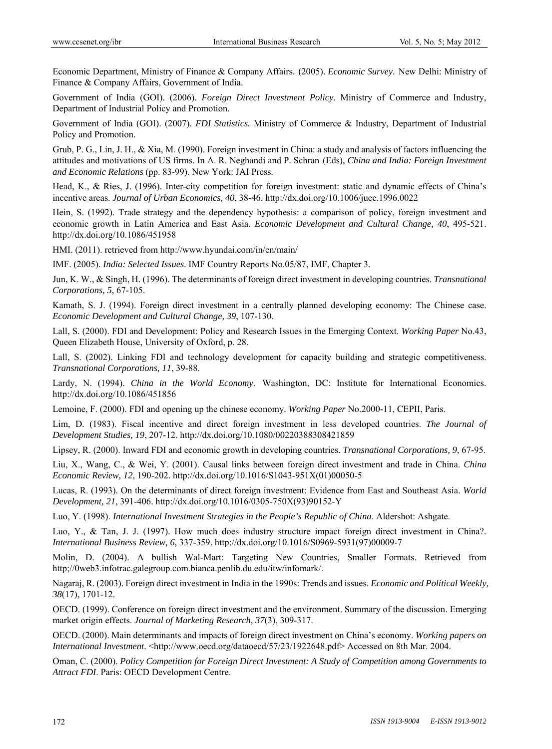Economic Department, Ministry of Finance & Company Affairs. (2005). *Economic Survey*. New Delhi: Ministry of Finance & Company Affairs, Government of India.

Government of India (GOI). (2006). *Foreign Direct Investment Policy*. Ministry of Commerce and Industry, Department of Industrial Policy and Promotion.

Government of India (GOI). (2007). *FDI Statistics.* Ministry of Commerce & Industry, Department of Industrial Policy and Promotion.

Grub, P. G., Lin, J. H., & Xia, M. (1990). Foreign investment in China: a study and analysis of factors influencing the attitudes and motivations of US firms. In A. R. Neghandi and P. Schran (Eds), *China and India: Foreign Investment and Economic Relations* (pp. 83-99). New York: JAI Press.

Head, K., & Ries, J. (1996). Inter-city competition for foreign investment: static and dynamic effects of China's incentive areas. *Journal of Urban Economics, 40*, 38-46. http://dx.doi.org/10.1006/juec.1996.0022

Hein, S. (1992). Trade strategy and the dependency hypothesis: a comparison of policy, foreign investment and economic growth in Latin America and East Asia. *Economic Development and Cultural Change, 40*, 495-521. http://dx.doi.org/10.1086/451958

HMI. (2011). retrieved from http://www.hyundai.com/in/en/main/

IMF. (2005). *India: Selected Issues*. IMF Country Reports No.05/87, IMF, Chapter 3.

Jun, K. W., & Singh, H. (1996). The determinants of foreign direct investment in developing countries. *Transnational Corporations, 5*, 67-105.

Kamath, S. J. (1994). Foreign direct investment in a centrally planned developing economy: The Chinese case. *Economic Development and Cultural Change, 39*, 107-130.

Lall, S. (2000). FDI and Development: Policy and Research Issues in the Emerging Context. *Working Paper* No.43, Queen Elizabeth House, University of Oxford, p. 28.

Lall, S. (2002). Linking FDI and technology development for capacity building and strategic competitiveness. *Transnational Corporations, 11*, 39-88.

Lardy, N. (1994). *China in the World Economy*. Washington, DC: Institute for International Economics. http://dx.doi.org/10.1086/451856

Lemoine, F. (2000). FDI and opening up the chinese economy. *Working Paper* No.2000-11, CEPII, Paris.

Lim, D. (1983). Fiscal incentive and direct foreign investment in less developed countries. *The Journal of Development Studies, 19*, 207-12. http://dx.doi.org/10.1080/00220388308421859

Lipsey, R. (2000). Inward FDI and economic growth in developing countries. *Transnational Corporations, 9*, 67-95.

Liu, X., Wang, C., & Wei, Y. (2001). Causal links between foreign direct investment and trade in China. *China Economic Review, 12*, 190-202. http://dx.doi.org/10.1016/S1043-951X(01)00050-5

Lucas, R. (1993). On the determinants of direct foreign investment: Evidence from East and Southeast Asia. *World Development, 21*, 391-406. http://dx.doi.org/10.1016/0305-750X(93)90152-Y

Luo, Y. (1998). *International Investment Strategies in the People's Republic of China*. Aldershot: Ashgate.

Luo, Y., & Tan, J. J. (1997). How much does industry structure impact foreign direct investment in China?. *International Business Review, 6*, 337-359. http://dx.doi.org/10.1016/S0969-5931(97)00009-7

Molin, D. (2004). A bullish Wal-Mart: Targeting New Countries, Smaller Formats. Retrieved from http;//0web3.infotrac.galegroup.com.bianca.penlib.du.edu/itw/infomark/.

Nagaraj, R. (2003). Foreign direct investment in India in the 1990s: Trends and issues. *Economic and Political Weekly, 38*(17), 1701-12.

OECD. (1999). Conference on foreign direct investment and the environment. Summary of the discussion. Emerging market origin effects. *Journal of Marketing Research, 37*(3), 309-317.

OECD. (2000). Main determinants and impacts of foreign direct investment on China's economy. *Working papers on International Investment*. <http://www.oecd.org/dataoecd/57/23/1922648.pdf> Accessed on 8th Mar. 2004.

Oman, C. (2000). *Policy Competition for Foreign Direct Investment: A Study of Competition among Governments to Attract FDI*. Paris: OECD Development Centre.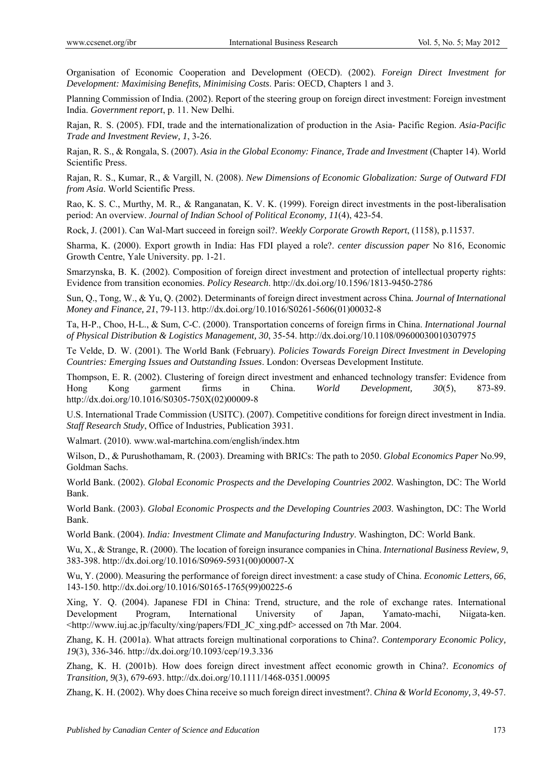Organisation of Economic Cooperation and Development (OECD). (2002). *Foreign Direct Investment for Development: Maximising Benefits, Minimising Costs*. Paris: OECD, Chapters 1 and 3.

Planning Commission of India. (2002). Report of the steering group on foreign direct investment: Foreign investment India. *Government report*, p. 11. New Delhi.

Rajan, R. S. (2005). FDI, trade and the internationalization of production in the Asia- Pacific Region. *Asia-Pacific Trade and Investment Review, 1*, 3-26.

Rajan, R. S., & Rongala, S. (2007). *Asia in the Global Economy: Finance, Trade and Investment* (Chapter 14). World Scientific Press.

Rajan, R. S., Kumar, R., & Vargill, N. (2008). *New Dimensions of Economic Globalization: Surge of Outward FDI from Asia*. World Scientific Press.

Rao, K. S. C., Murthy, M. R., & Ranganatan, K. V. K. (1999). Foreign direct investments in the post-liberalisation period: An overview. *Journal of Indian School of Political Economy, 11*(4), 423-54.

Rock, J. (2001). Can Wal-Mart succeed in foreign soil?. *Weekly Corporate Growth Report*, (1158), p.11537.

Sharma, K. (2000). Export growth in India: Has FDI played a role?. *center discussion paper* No 816, Economic Growth Centre, Yale University. pp. 1-21.

Smarzynska, B. K. (2002). Composition of foreign direct investment and protection of intellectual property rights: Evidence from transition economies. *Policy Research*. http://dx.doi.org/10.1596/1813-9450-2786

Sun, Q., Tong, W., & Yu, Q. (2002). Determinants of foreign direct investment across China. *Journal of International Money and Finance, 21*, 79-113. http://dx.doi.org/10.1016/S0261-5606(01)00032-8

Ta, H-P., Choo, H-L., & Sum, C-C. (2000). Transportation concerns of foreign firms in China. *International Journal of Physical Distribution & Logistics Management, 30*, 35-54. http://dx.doi.org/10.1108/09600030010307975

Te Velde, D. W. (2001). The World Bank (February). *Policies Towards Foreign Direct Investment in Developing Countries: Emerging Issues and Outstanding Issues*. London: Overseas Development Institute.

Thompson, E. R. (2002). Clustering of foreign direct investment and enhanced technology transfer: Evidence from Hong Kong garment firms in China. *World Development, 30*(5), 873-89. http://dx.doi.org/10.1016/S0305-750X(02)00009-8

U.S. International Trade Commission (USITC). (2007). Competitive conditions for foreign direct investment in India. *Staff Research Study*, Office of Industries, Publication 3931.

Walmart. (2010). www.wal-martchina.com/english/index.htm

Wilson, D., & Purushothamam, R. (2003). Dreaming with BRICs: The path to 2050. *Global Economics Paper* No.99, Goldman Sachs.

World Bank. (2002). *Global Economic Prospects and the Developing Countries 2002*. Washington, DC: The World Bank.

World Bank. (2003). *Global Economic Prospects and the Developing Countries 2003*. Washington, DC: The World Bank.

World Bank. (2004). *India: Investment Climate and Manufacturing Industry*. Washington, DC: World Bank.

Wu, X., & Strange, R. (2000). The location of foreign insurance companies in China. *International Business Review, 9*, 383-398. http://dx.doi.org/10.1016/S0969-5931(00)00007-X

Wu, Y. (2000). Measuring the performance of foreign direct investment: a case study of China. *Economic Letters, 66*, 143-150. http://dx.doi.org/10.1016/S0165-1765(99)00225-6

Xing, Y. Q. (2004). Japanese FDI in China: Trend, structure, and the role of exchange rates. International Development Program, International University of Japan, Yamato-machi, Niigata-ken. <http://www.iuj.ac.jp/faculty/xing/papers/FDI_JC_xing.pdf> accessed on 7th Mar. 2004.

Zhang, K. H. (2001a). What attracts foreign multinational corporations to China?. *Contemporary Economic Policy, 19*(3), 336-346. http://dx.doi.org/10.1093/cep/19.3.336

Zhang, K. H. (2001b). How does foreign direct investment affect economic growth in China?. *Economics of Transition, 9*(3), 679-693. http://dx.doi.org/10.1111/1468-0351.00095

Zhang, K. H. (2002). Why does China receive so much foreign direct investment?. *China & World Economy, 3*, 49-57.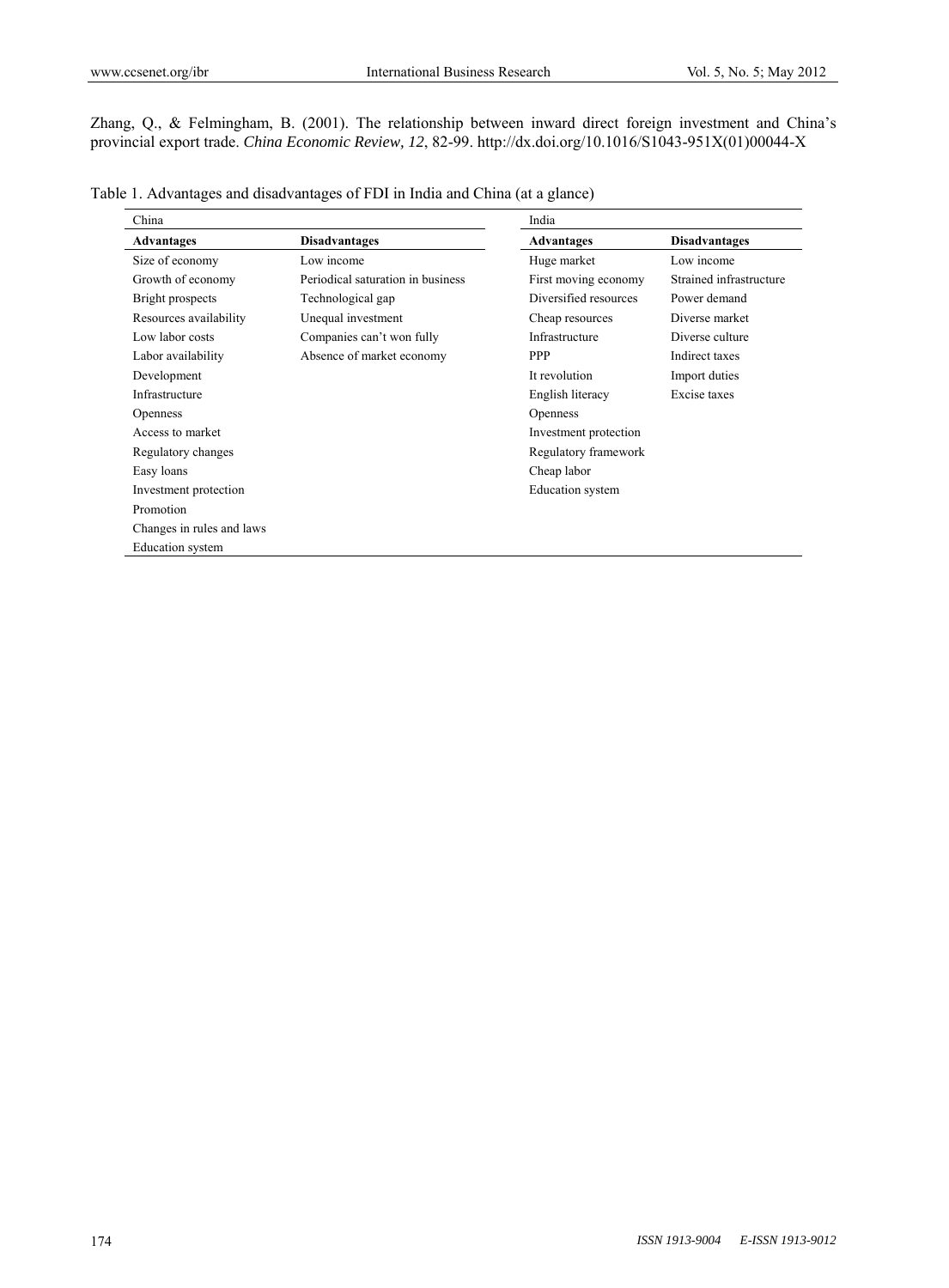Zhang, Q., & Felmingham, B. (2001). The relationship between inward direct foreign investment and China's provincial export trade. *China Economic Review, 12*, 82-99. http://dx.doi.org/10.1016/S1043-951X(01)00044-X

Table 1. Advantages and disadvantages of FDI in India and China (at a glance)

| China | | India | |
|---|---|---|---|
| **Advantages** | **Disadvantages** | **Advantages** | **Disadvantages** |
| Size of economy | Low income | Huge market | Low income |
| Growth of economy | Periodical saturation in business | First moving economy | Strained infrastructure |
| Bright prospects | Technological gap | Diversified resources | Power demand |
| Resources availability | Unequal investment | Cheap resources | Diverse market |
| Low labor costs | Companies can't won fully | Infrastructure | Diverse culture |
| Labor availability | Absence of market economy | PPP | Indirect taxes |
| Development | | It revolution | Import duties |
| Infrastructure | | English literacy | Excise taxes |
| Openness | | Openness | |
| Access to market | | Investment protection | |
| Regulatory changes | | Regulatory framework | |
| Easy loans | | Cheap labor | |
| Investment protection | | Education system | |
| Promotion | | | |
| Changes in rules and laws | | | |
| Education system | | | |